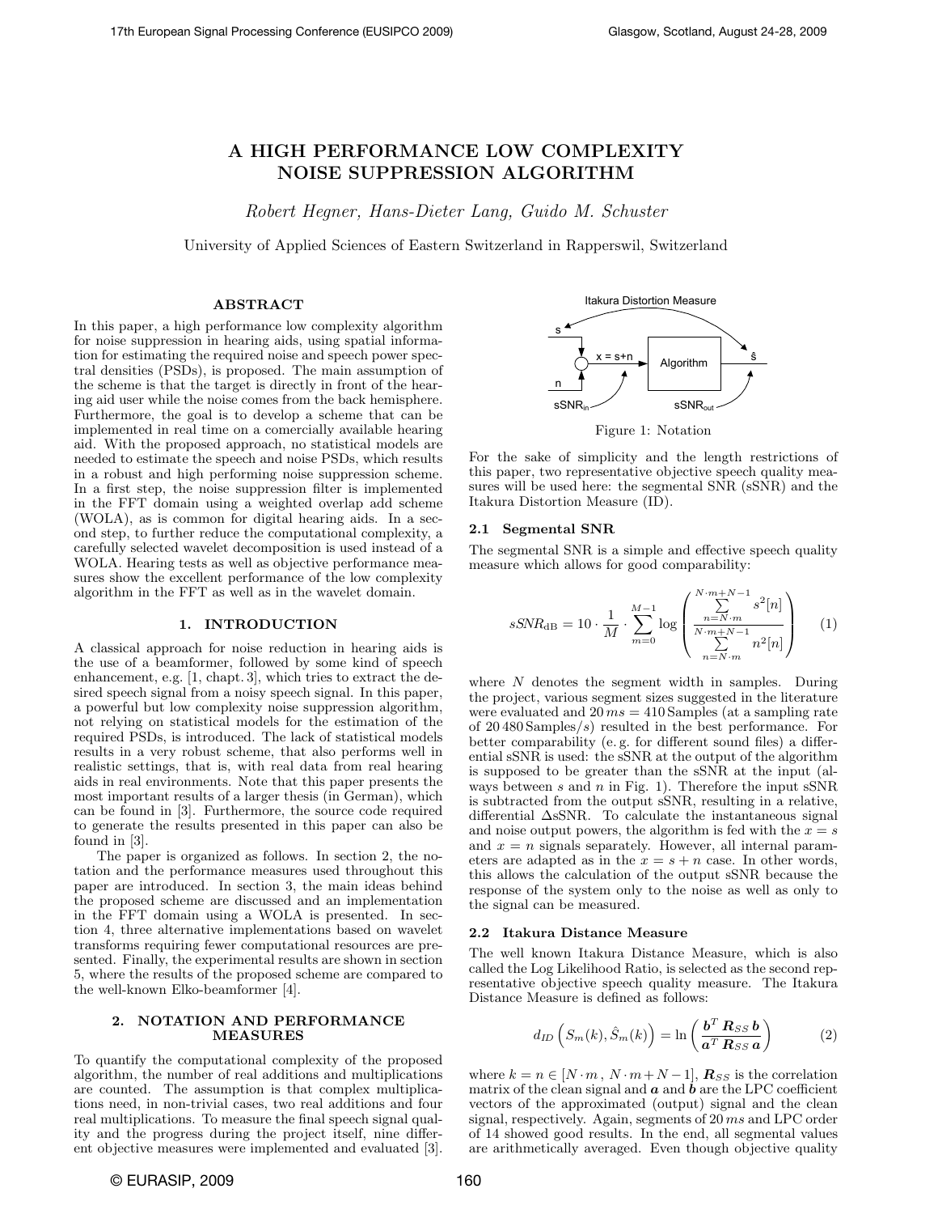# A HIGH PERFORMANCE LOW COMPLEXITY NOISE SUPPRESSION ALGORITHM

*Robert Hegner, Hans-Dieter Lang, Guido M. Schuster*

University of Applied Sciences of Eastern Switzerland in Rapperswil, Switzerland

## ABSTRACT

In this paper, a high performance low complexity algorithm for noise suppression in hearing aids, using spatial information for estimating the required noise and speech power spectral densities (PSDs), is proposed. The main assumption of the scheme is that the target is directly in front of the hearing aid user while the noise comes from the back hemisphere. Furthermore, the goal is to develop a scheme that can be implemented in real time on a comercially available hearing aid. With the proposed approach, no statistical models are needed to estimate the speech and noise PSDs, which results in a robust and high performing noise suppression scheme. In a first step, the noise suppression filter is implemented in the FFT domain using a weighted overlap add scheme (WOLA), as is common for digital hearing aids. In a second step, to further reduce the computational complexity, a carefully selected wavelet decomposition is used instead of a WOLA. Hearing tests as well as objective performance measures show the excellent performance of the low complexity algorithm in the FFT as well as in the wavelet domain.

## 1. INTRODUCTION

A classical approach for noise reduction in hearing aids is the use of a beamformer, followed by some kind of speech enhancement, e.g. [1, chapt. 3], which tries to extract the desired speech signal from a noisy speech signal. In this paper, a powerful but low complexity noise suppression algorithm, not relying on statistical models for the estimation of the required PSDs, is introduced. The lack of statistical models results in a very robust scheme, that also performs well in realistic settings, that is, with real data from real hearing aids in real environments. Note that this paper presents the most important results of a larger thesis (in German), which can be found in [3]. Furthermore, the source code required to generate the results presented in this paper can also be found in [3].

The paper is organized as follows. In section 2, the notation and the performance measures used throughout this paper are introduced. In section 3, the main ideas behind the proposed scheme are discussed and an implementation in the FFT domain using a WOLA is presented. In section 4, three alternative implementations based on wavelet transforms requiring fewer computational resources are presented. Finally, the experimental results are shown in section 5, where the results of the proposed scheme are compared to the well-known Elko-beamformer [4].

## 2. NOTATION AND PERFORMANCE MEASURES

To quantify the computational complexity of the proposed algorithm, the number of real additions and multiplications are counted. The assumption is that complex multiplications need, in non-trivial cases, two real additions and four real multiplications. To measure the final speech signal quality and the progress during the project itself, nine different objective measures were implemented and evaluated [3].

Figure 1: Notation

For the sake of simplicity and the length restrictions of this paper, two representative objective speech quality measures will be used here: the segmental SNR (sSNR) and the Itakura Distortion Measure (ID).

### 2.1 Segmental SNR

The segmental SNR is a simple and effective speech quality measure which allows for good comparability:

$$sSNR_{\text{dB}} = 10 \cdot \frac{1}{M} \cdot \sum_{m=0}^{M-1} \log \left( \frac{\sum_{n=N \cdot m}^{N \cdot m + N - 1} s^2[n]}{\sum_{n=N \cdot m}^{N \cdot m + N - 1} n^2[n]} \right) \quad (1)$$

where $N$ denotes the segment width in samples. During the project, various segment sizes suggested in the literature were evaluated and $20\,ms = 410$ Samples (at a sampling rate of 20 480 Samples/$s$) resulted in the best performance. For better comparability (e. g. for different sound files) a differential sSNR is used: the sSNR at the output of the algorithm is supposed to be greater than the sSNR at the input (always between $s$ and $n$ in Fig. 1). Therefore the input sSNR is subtracted from the output sSNR, resulting in a relative, differential $\Delta$sSNR. To calculate the instantaneous signal and noise output powers, the algorithm is fed with the $x = s$ and $x = n$ signals separately. However, all internal parameters are adapted as in the $x = s + n$ case. In other words, this allows the calculation of the output sSNR because the response of the system only to the noise as well as only to the signal can be measured.

### 2.2 Itakura Distance Measure

The well known Itakura Distance Measure, which is also called the Log Likelihood Ratio, is selected as the second representative objective speech quality measure. The Itakura Distance Measure is defined as follows:

$$d_{ID}\left(S_m(k), \hat{S}_m(k)\right) = \ln\left(\frac{\boldsymbol{b}^T \boldsymbol{R}_{SS}\, \boldsymbol{b}}{\boldsymbol{a}^T \boldsymbol{R}_{SS}\, \boldsymbol{a}}\right) \quad (2)$$

where $k = n \in [N \cdot m\,,\, N \cdot m + N - 1]$, $\boldsymbol{R}_{SS}$ is the correlation matrix of the clean signal and $\boldsymbol{a}$ and $\boldsymbol{b}$ are the LPC coefficient vectors of the approximated (output) signal and the clean signal, respectively. Again, segments of $20\,ms$ and LPC order of 14 showed good results. In the end, all segmental values are arithmetically averaged. Even though objective quality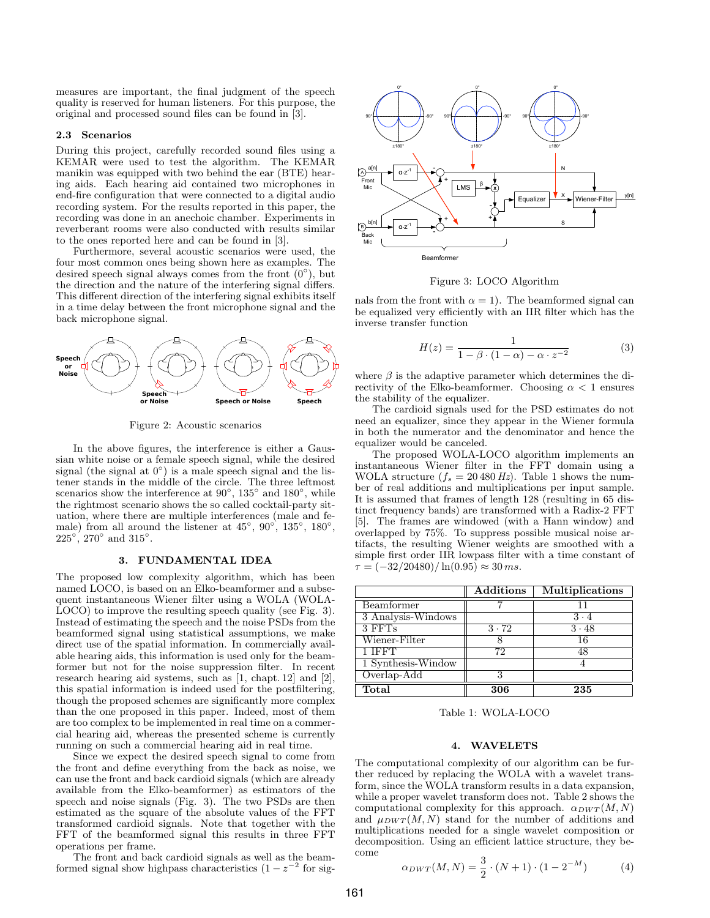measures are important, the final judgment of the speech quality is reserved for human listeners. For this purpose, the original and processed sound files can be found in [3].

### 2.3 Scenarios

During this project, carefully recorded sound files using a KEMAR were used to test the algorithm. The KEMAR manikin was equipped with two behind the ear (BTE) hearing aids. Each hearing aid contained two microphones in end-fire configuration that were connected to a digital audio recording system. For the results reported in this paper, the recording was done in an anechoic chamber. Experiments in reverberant rooms were also conducted with results similar to the ones reported here and can be found in [3].

Furthermore, several acoustic scenarios were used, the four most common ones being shown here as examples. The desired speech signal always comes from the front (0°), but the direction and the nature of the interfering signal differs. This different direction of the interfering signal exhibits itself in a time delay between the front microphone signal and the back microphone signal.

Figure 2: Acoustic scenarios

In the above figures, the interference is either a Gaussian white noise or a female speech signal, while the desired signal (the signal at 0°) is a male speech signal and the listener stands in the middle of the circle. The three leftmost scenarios show the interference at 90°, 135° and 180°, while the rightmost scenario shows the so called cocktail-party situation, where there are multiple interferences (male and female) from all around the listener at 45°, 90°, 135°, 180°, 225°, 270° and 315°.

## 3. FUNDAMENTAL IDEA

The proposed low complexity algorithm, which has been named LOCO, is based on an Elko-beamformer and a subsequent instantaneous Wiener filter using a WOLA (WOLA-LOCO) to improve the resulting speech quality (see Fig. 3). Instead of estimating the speech and the noise PSDs from the beamformed signal using statistical assumptions, we make direct use of the spatial information. In commercially available hearing aids, this information is used only for the beamformer but not for the noise suppression filter. In recent research hearing aid systems, such as [1, chapt. 12] and [2], this spatial information is indeed used for the postfiltering, though the proposed schemes are significantly more complex than the one proposed in this paper. Indeed, most of them are too complex to be implemented in real time on a commercial hearing aid, whereas the presented scheme is currently running on such a commercial hearing aid in real time.

Since we expect the desired speech signal to come from the front and define everything from the back as noise, we can use the front and back cardioid signals (which are already available from the Elko-beamformer) as estimators of the speech and noise signals (Fig. 3). The two PSDs are then estimated as the square of the absolute values of the FFT transformed cardioid signals. Note that together with the FFT of the beamformed signal this results in three FFT operations per frame.

The front and back cardioid signals as well as the beamformed signal show highpass characteristics ($1 - z^{-2}$ for signals from the front with $\alpha = 1$). The beamformed signal can be equalized very efficiently with an IIR filter which has the inverse transfer function

Figure 3: LOCO Algorithm

$$H(z) = \frac{1}{1 - \beta \cdot (1 - \alpha) - \alpha \cdot z^{-2}} \tag{3}$$

where $\beta$ is the adaptive parameter which determines the directivity of the Elko-beamformer. Choosing $\alpha < 1$ ensures the stability of the equalizer.

The cardioid signals used for the PSD estimates do not need an equalizer, since they appear in the Wiener formula in both the numerator and the denominator and hence the equalizer would be canceled.

The proposed WOLA-LOCO algorithm implements an instantaneous Wiener filter in the FFT domain using a WOLA structure ($f_s = 20\,480\,Hz$). Table 1 shows the number of real additions and multiplications per input sample. It is assumed that frames of length 128 (resulting in 65 distinct frequency bands) are transformed with a Radix-2 FFT [5]. The frames are windowed (with a Hann window) and overlapped by 75%. To suppress possible musical noise artifacts, the resulting Wiener weights are smoothed with a simple first order IIR lowpass filter with a time constant of $\tau = (-32/20480)/\ln(0.95) \approx 30\,ms$.

| | Additions | Multiplications |
|---|---|---|
| Beamformer | 7 | 11 |
| 3 Analysis-Windows | | $3 \cdot 4$ |
| 3 FFTs | $3 \cdot 72$ | $3 \cdot 48$ |
| Wiener-Filter | 8 | 16 |
| 1 IFFT | 72 | 48 |
| 1 Synthesis-Window | | 4 |
| Overlap-Add | 3 | |
| **Total** | **306** | **235** |

Table 1: WOLA-LOCO

## 4. WAVELETS

The computational complexity of our algorithm can be further reduced by replacing the WOLA with a wavelet transform, since the WOLA transform results in a data expansion, while a proper wavelet transform does not. Table 2 shows the computational complexity for this approach. $\alpha_{DWT}(M, N)$ and $\mu_{DWT}(M, N)$ stand for the number of additions and multiplications needed for a single wavelet composition or decomposition. Using an efficient lattice structure, they become

$$\alpha_{DWT}(M, N) = \frac{3}{2} \cdot (N + 1) \cdot (1 - 2^{-M}) \tag{4}$$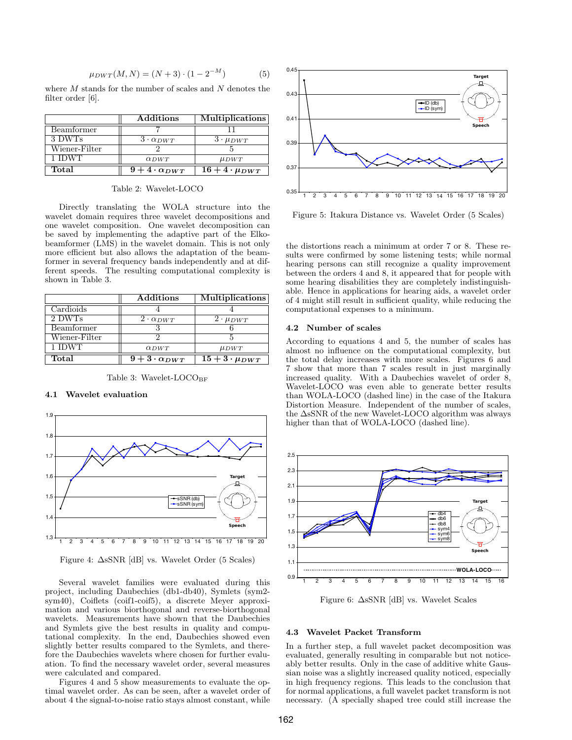$$\mu_{DWT}(M,N) = (N+3)\cdot(1-2^{-M}) \quad (5)$$

where $M$ stands for the number of scales and $N$ denotes the filter order [6].

| | Additions | Multiplications |
|---|---|---|
| Beamformer | 7 | 11 |
| 3 DWTs | $3 \cdot \alpha_{DWT}$ | $3 \cdot \mu_{DWT}$ |
| Wiener-Filter | 2 | 5 |
| 1 IDWT | $\alpha_{DWT}$ | $\mu_{DWT}$ |
| **Total** | $\mathbf{9 + 4 \cdot \alpha_{DWT}}$ | $\mathbf{16 + 4 \cdot \mu_{DWT}}$ |

Table 2: Wavelet-LOCO

Directly translating the WOLA structure into the wavelet domain requires three wavelet decompositions and one wavelet composition. One wavelet decomposition can be saved by implementing the adaptive part of the Elko-beamformer (LMS) in the wavelet domain. This is not only more efficient but also allows the adaptation of the beamformer in several frequency bands independently and at different speeds. The resulting computational complexity is shown in Table 3.

| | Additions | Multiplications |
|---|---|---|
| Cardioids | 4 | 4 |
| 2 DWTs | $2 \cdot \alpha_{DWT}$ | $2 \cdot \mu_{DWT}$ |
| Beamformer | 3 | 6 |
| Wiener-Filter | 2 | 5 |
| 1 IDWT | $\alpha_{DWT}$ | $\mu_{DWT}$ |
| **Total** | $\mathbf{9 + 3 \cdot \alpha_{DWT}}$ | $\mathbf{15 + 3 \cdot \mu_{DWT}}$ |

Table 3: Wavelet-LOCO$_{\text{BF}}$

### 4.1 Wavelet evaluation

Figure 4: $\Delta$sSNR [dB] vs. Wavelet Order (5 Scales)

Several wavelet families were evaluated during this project, including Daubechies (db1-db40), Symlets (sym2-sym40), Coiflets (coif1-coif5), a discrete Meyer approximation and various biorthogonal and reverse-biorthogonal wavelets. Measurements have shown that the Daubechies and Symlets give the best results in quality and computational complexity. In the end, Daubechies showed even slightly better results compared to the Symlets, and therefore the Daubechies wavelets where chosen for further evaluation. To find the necessary wavelet order, several measures were calculated and compared.

Figures 4 and 5 show measurements to evaluate the optimal wavelet order. As can be seen, after a wavelet order of about 4 the signal-to-noise ratio stays almost constant, while the distortions reach a minimum at order 7 or 8. These results were confirmed by some listening tests; while normal hearing persons can still recognize a quality improvement between the orders 4 and 8, it appeared that for people with some hearing disabilities they are completely indistinguishable. Hence in applications for hearing aids, a wavelet order of 4 might still result in sufficient quality, while reducing the computational expenses to a minimum.

Figure 5: Itakura Distance vs. Wavelet Order (5 Scales)

### 4.2 Number of scales

According to equations 4 and 5, the number of scales has almost no influence on the computational complexity, but the total delay increases with more scales. Figures 6 and 7 show that more than 7 scales result in just marginally increased quality. With a Daubechies wavelet of order 8, Wavelet-LOCO was even able to generate better results than WOLA-LOCO (dashed line) in the case of the Itakura Distortion Measure. Independent of the number of scales, the $\Delta$sSNR of the new Wavelet-LOCO algorithm was always higher than that of WOLA-LOCO (dashed line).

Figure 6: $\Delta$sSNR [dB] vs. Wavelet Scales

### 4.3 Wavelet Packet Transform

In a further step, a full wavelet packet decomposition was evaluated, generally resulting in comparable but not noticeably better results. Only in the case of additive white Gaussian noise was a slightly increased quality noticed, especially in high frequency regions. This leads to the conclusion that for normal applications, a full wavelet packet transform is not necessary. (A specially shaped tree could still increase the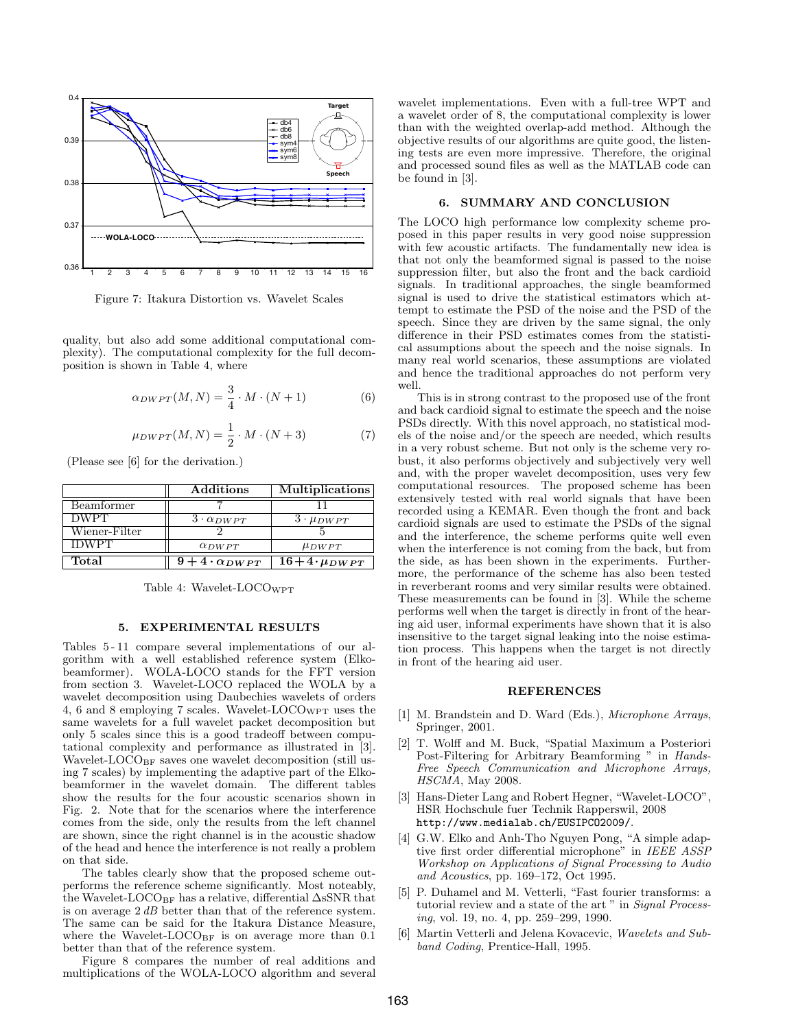Figure 7: Itakura Distortion vs. Wavelet Scales

quality, but also add some additional computational complexity). The computational complexity for the full decomposition is shown in Table 4, where

$$\alpha_{DWPT}(M,N) = \frac{3}{4} \cdot M \cdot (N+1) \qquad (6)$$

$$\mu_{DWPT}(M,N) = \frac{1}{2} \cdot M \cdot (N+3) \qquad (7)$$

(Please see [6] for the derivation.)

| | Additions | Multiplications |
|---|---|---|
| Beamformer | 7 | 11 |
| DWPT | $3 \cdot \alpha_{DWPT}$ | $3 \cdot \mu_{DWPT}$ |
| Wiener-Filter | 2 | 5 |
| IDWPT | $\alpha_{DWPT}$ | $\mu_{DWPT}$ |
| **Total** | $\mathbf{9 + 4 \cdot \alpha_{DWPT}}$ | $\mathbf{16 + 4 \cdot \mu_{DWPT}}$ |

Table 4: Wavelet-LOCO$_{\text{WPT}}$

## 5. EXPERIMENTAL RESULTS

Tables 5 - 11 compare several implementations of our algorithm with a well established reference system (Elko-beamformer). WOLA-LOCO stands for the FFT version from section 3. Wavelet-LOCO replaced the WOLA by a wavelet decomposition using Daubechies wavelets of orders 4, 6 and 8 employing 7 scales. Wavelet-LOCO$_{\text{WPT}}$ uses the same wavelets for a full wavelet packet decomposition but only 5 scales since this is a good tradeoff between computational complexity and performance as illustrated in [3]. Wavelet-LOCO$_{\text{BF}}$ saves one wavelet decomposition (still using 7 scales) by implementing the adaptive part of the Elko-beamformer in the wavelet domain. The different tables show the results for the four acoustic scenarios shown in Fig. 2. Note that for the scenarios where the interference comes from the side, only the results from the left channel are shown, since the right channel is in the acoustic shadow of the head and hence the interference is not really a problem on that side.

The tables clearly show that the proposed scheme outperforms the reference scheme significantly. Most noteably, the Wavelet-LOCO$_{\text{BF}}$ has a relative, differential ΔsSNR that is on average 2 *dB* better than that of the reference system. The same can be said for the Itakura Distance Measure, where the Wavelet-LOCO$_{\text{BF}}$ is on average more than 0.1 better than that of the reference system.

Figure 8 compares the number of real additions and multiplications of the WOLA-LOCO algorithm and several wavelet implementations. Even with a full-tree WPT and a wavelet order of 8, the computational complexity is lower than with the weighted overlap-add method. Although the objective results of our algorithms are quite good, the listening tests are even more impressive. Therefore, the original and processed sound files as well as the MATLAB code can be found in [3].

## 6. SUMMARY AND CONCLUSION

The LOCO high performance low complexity scheme proposed in this paper results in very good noise suppression with few acoustic artifacts. The fundamentally new idea is that not only the beamformed signal is passed to the noise suppression filter, but also the front and the back cardioid signals. In traditional approaches, the single beamformed signal is used to drive the statistical estimators which attempt to estimate the PSD of the noise and the PSD of the speech. Since they are driven by the same signal, the only difference in their PSD estimates comes from the statistical assumptions about the speech and the noise signals. In many real world scenarios, these assumptions are violated and hence the traditional approaches do not perform very well.

This is in strong contrast to the proposed use of the front and back cardioid signal to estimate the speech and the noise PSDs directly. With this novel approach, no statistical models of the noise and/or the speech are needed, which results in a very robust scheme. But not only is the scheme very robust, it also performs objectively and subjectively very well and, with the proper wavelet decomposition, uses very few computational resources. The proposed scheme has been extensively tested with real world signals that have been recorded using a KEMAR. Even though the front and back cardioid signals are used to estimate the PSDs of the signal and the interference, the scheme performs quite well even when the interference is not coming from the back, but from the side, as has been shown in the experiments. Furthermore, the performance of the scheme has also been tested in reverberant rooms and very similar results were obtained. These measurements can be found in [3]. While the scheme performs well when the target is directly in front of the hearing aid user, informal experiments have shown that it is also insensitive to the target signal leaking into the noise estimation process. This happens when the target is not directly in front of the hearing aid user.

## REFERENCES

[1] M. Brandstein and D. Ward (Eds.), *Microphone Arrays*, Springer, 2001.

[2] T. Wolff and M. Buck, "Spatial Maximum a Posteriori Post-Filtering for Arbitrary Beamforming " in *Hands-Free Speech Communication and Microphone Arrays, HSCMA*, May 2008.

[3] Hans-Dieter Lang and Robert Hegner, "Wavelet-LOCO", HSR Hochschule fuer Technik Rapperswil, 2008 http://www.medialab.ch/EUSIPCO2009/.

[4] G.W. Elko and Anh-Tho Nguyen Pong, "A simple adaptive first order differential microphone" in *IEEE ASSP Workshop on Applications of Signal Processing to Audio and Acoustics*, pp. 169–172, Oct 1995.

[5] P. Duhamel and M. Vetterli, "Fast fourier transforms: a tutorial review and a state of the art " in *Signal Processing*, vol. 19, no. 4, pp. 259–299, 1990.

[6] Martin Vetterli and Jelena Kovacevic, *Wavelets and Subband Coding*, Prentice-Hall, 1995.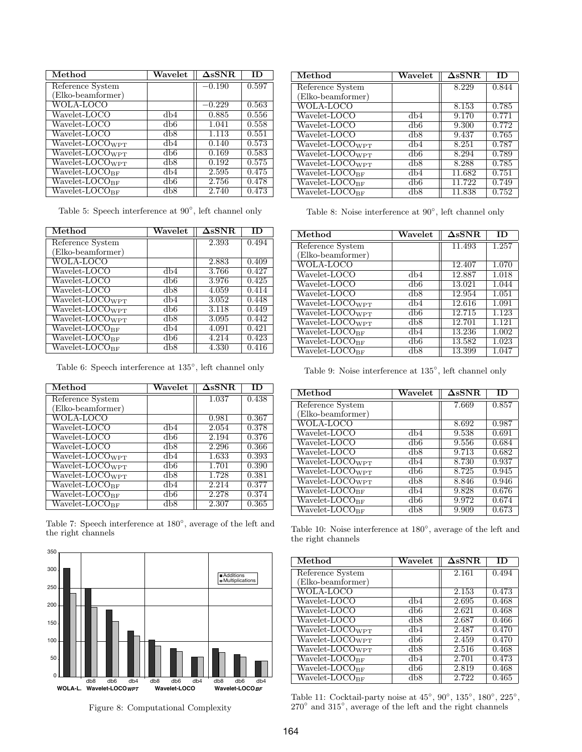| Method | Wavelet | ΔsSNR | ID |
|---|---|---|---|
| Reference System (Elko-beamformer) | | −0.190 | 0.597 |
| WOLA-LOCO | | −0.229 | 0.563 |
| Wavelet-LOCO | db4 | 0.885 | 0.556 |
| Wavelet-LOCO | db6 | 1.041 | 0.558 |
| Wavelet-LOCO | db8 | 1.113 | 0.551 |
| Wavelet-LOCO$_{\mathrm{WPT}}$ | db4 | 0.140 | 0.573 |
| Wavelet-LOCO$_{\mathrm{WPT}}$ | db6 | 0.169 | 0.583 |
| Wavelet-LOCO$_{\mathrm{WPT}}$ | db8 | 0.192 | 0.575 |
| Wavelet-LOCO$_{\mathrm{BF}}$ | db4 | 2.595 | 0.475 |
| Wavelet-LOCO$_{\mathrm{BF}}$ | db6 | 2.756 | 0.478 |
| Wavelet-LOCO$_{\mathrm{BF}}$ | db8 | 2.740 | 0.473 |

Table 5: Speech interference at 90°, left channel only

| Method | Wavelet | ΔsSNR | ID |
|---|---|---|---|
| Reference System (Elko-beamformer) | | 2.393 | 0.494 |
| WOLA-LOCO | | 2.883 | 0.409 |
| Wavelet-LOCO | db4 | 3.766 | 0.427 |
| Wavelet-LOCO | db6 | 3.976 | 0.425 |
| Wavelet-LOCO | db8 | 4.059 | 0.414 |
| Wavelet-LOCO$_{\mathrm{WPT}}$ | db4 | 3.052 | 0.448 |
| Wavelet-LOCO$_{\mathrm{WPT}}$ | db6 | 3.118 | 0.449 |
| Wavelet-LOCO$_{\mathrm{WPT}}$ | db8 | 3.095 | 0.442 |
| Wavelet-LOCO$_{\mathrm{BF}}$ | db4 | 4.091 | 0.421 |
| Wavelet-LOCO$_{\mathrm{BF}}$ | db6 | 4.214 | 0.423 |
| Wavelet-LOCO$_{\mathrm{BF}}$ | db8 | 4.330 | 0.416 |

Table 6: Speech interference at 135°, left channel only

| Method | Wavelet | ΔsSNR | ID |
|---|---|---|---|
| Reference System (Elko-beamformer) | | 1.037 | 0.438 |
| WOLA-LOCO | | 0.981 | 0.367 |
| Wavelet-LOCO | db4 | 2.054 | 0.378 |
| Wavelet-LOCO | db6 | 2.194 | 0.376 |
| Wavelet-LOCO | db8 | 2.296 | 0.366 |
| Wavelet-LOCO$_{\mathrm{WPT}}$ | db4 | 1.633 | 0.393 |
| Wavelet-LOCO$_{\mathrm{WPT}}$ | db6 | 1.701 | 0.390 |
| Wavelet-LOCO$_{\mathrm{WPT}}$ | db8 | 1.728 | 0.381 |
| Wavelet-LOCO$_{\mathrm{BF}}$ | db4 | 2.214 | 0.377 |
| Wavelet-LOCO$_{\mathrm{BF}}$ | db6 | 2.278 | 0.374 |
| Wavelet-LOCO$_{\mathrm{BF}}$ | db8 | 2.307 | 0.365 |

Table 7: Speech interference at 180°, average of the left and the right channels

350
300
250
200
150
100
50
0

Additions
Multiplications

db8 db6 db4 db8 db6 db4 db8 db6 db4

WOLA-L. Wavelet-LOCO$_{WPT}$ Wavelet-LOCO Wavelet-LOCO$_{BF}$

Figure 8: Computational Complexity

| Method | Wavelet | ΔsSNR | ID |
|---|---|---|---|
| Reference System (Elko-beamformer) | | 8.229 | 0.844 |
| WOLA-LOCO | | 8.153 | 0.785 |
| Wavelet-LOCO | db4 | 9.170 | 0.771 |
| Wavelet-LOCO | db6 | 9.300 | 0.772 |
| Wavelet-LOCO | db8 | 9.437 | 0.765 |
| Wavelet-LOCO$_{\mathrm{WPT}}$ | db4 | 8.251 | 0.787 |
| Wavelet-LOCO$_{\mathrm{WPT}}$ | db6 | 8.294 | 0.789 |
| Wavelet-LOCO$_{\mathrm{WPT}}$ | db8 | 8.288 | 0.785 |
| Wavelet-LOCO$_{\mathrm{BF}}$ | db4 | 11.682 | 0.751 |
| Wavelet-LOCO$_{\mathrm{BF}}$ | db6 | 11.722 | 0.749 |
| Wavelet-LOCO$_{\mathrm{BF}}$ | db8 | 11.838 | 0.752 |

Table 8: Noise interference at 90°, left channel only

| Method | Wavelet | ΔsSNR | ID |
|---|---|---|---|
| Reference System (Elko-beamformer) | | 11.493 | 1.257 |
| WOLA-LOCO | | 12.407 | 1.070 |
| Wavelet-LOCO | db4 | 12.887 | 1.018 |
| Wavelet-LOCO | db6 | 13.021 | 1.044 |
| Wavelet-LOCO | db8 | 12.954 | 1.051 |
| Wavelet-LOCO$_{\mathrm{WPT}}$ | db4 | 12.616 | 1.091 |
| Wavelet-LOCO$_{\mathrm{WPT}}$ | db6 | 12.715 | 1.123 |
| Wavelet-LOCO$_{\mathrm{WPT}}$ | db8 | 12.701 | 1.121 |
| Wavelet-LOCO$_{\mathrm{BF}}$ | db4 | 13.236 | 1.002 |
| Wavelet-LOCO$_{\mathrm{BF}}$ | db6 | 13.582 | 1.023 |
| Wavelet-LOCO$_{\mathrm{BF}}$ | db8 | 13.399 | 1.047 |

Table 9: Noise interference at 135°, left channel only

| Method | Wavelet | ΔsSNR | ID |
|---|---|---|---|
| Reference System (Elko-beamformer) | | 7.669 | 0.857 |
| WOLA-LOCO | | 8.692 | 0.987 |
| Wavelet-LOCO | db4 | 9.538 | 0.691 |
| Wavelet-LOCO | db6 | 9.556 | 0.684 |
| Wavelet-LOCO | db8 | 9.713 | 0.682 |
| Wavelet-LOCO$_{\mathrm{WPT}}$ | db4 | 8.730 | 0.937 |
| Wavelet-LOCO$_{\mathrm{WPT}}$ | db6 | 8.725 | 0.945 |
| Wavelet-LOCO$_{\mathrm{WPT}}$ | db8 | 8.846 | 0.946 |
| Wavelet-LOCO$_{\mathrm{BF}}$ | db4 | 9.828 | 0.676 |
| Wavelet-LOCO$_{\mathrm{BF}}$ | db6 | 9.972 | 0.674 |
| Wavelet-LOCO$_{\mathrm{BF}}$ | db8 | 9.909 | 0.673 |

Table 10: Noise interference at 180°, average of the left and the right channels

| Method | Wavelet | ΔsSNR | ID |
|---|---|---|---|
| Reference System (Elko-beamformer) | | 2.161 | 0.494 |
| WOLA-LOCO | | 2.153 | 0.473 |
| Wavelet-LOCO | db4 | 2.695 | 0.468 |
| Wavelet-LOCO | db6 | 2.621 | 0.468 |
| Wavelet-LOCO | db8 | 2.687 | 0.466 |
| Wavelet-LOCO$_{\mathrm{WPT}}$ | db4 | 2.487 | 0.470 |
| Wavelet-LOCO$_{\mathrm{WPT}}$ | db6 | 2.459 | 0.470 |
| Wavelet-LOCO$_{\mathrm{WPT}}$ | db8 | 2.516 | 0.468 |
| Wavelet-LOCO$_{\mathrm{BF}}$ | db4 | 2.701 | 0.473 |
| Wavelet-LOCO$_{\mathrm{BF}}$ | db6 | 2.819 | 0.468 |
| Wavelet-LOCO$_{\mathrm{BF}}$ | db8 | 2.722 | 0.465 |

Table 11: Cocktail-party noise at 45°, 90°, 135°, 180°, 225°, 270° and 315°, average of the left and the right channels